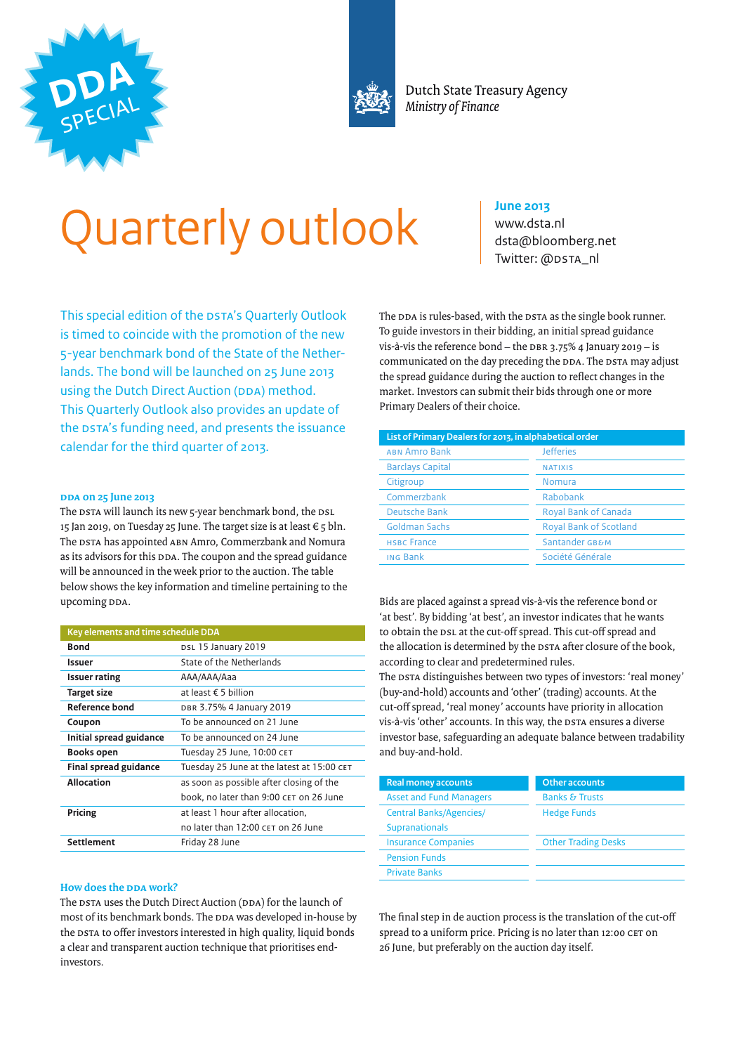DDA SPECIAL

Dutch State Treasury Agency
*Ministry of Finance*

# Quarterly outlook

**June 2013**
www.dsta.nl
dsta@bloomberg.net
Twitter: @DSTA_nl

This special edition of the DSTA's Quarterly Outlook is timed to coincide with the promotion of the new 5-year benchmark bond of the State of the Netherlands. The bond will be launched on 25 June 2013 using the Dutch Direct Auction (DDA) method. This Quarterly Outlook also provides an update of the DSTA's funding need, and presents the issuance calendar for the third quarter of 2013.

### DDA on 25 June 2013

The DSTA will launch its new 5-year benchmark bond, the DSL 15 Jan 2019, on Tuesday 25 June. The target size is at least € 5 bln. The DSTA has appointed ABN Amro, Commerzbank and Nomura as its advisors for this DDA. The coupon and the spread guidance will be announced in the week prior to the auction. The table below shows the key information and timeline pertaining to the upcoming DDA.

| Key elements and time schedule DDA | |
|---|---|
| **Bond** | DSL 15 January 2019 |
| **Issuer** | State of the Netherlands |
| **Issuer rating** | AAA/AAA/Aaa |
| **Target size** | at least € 5 billion |
| **Reference bond** | DBR 3.75% 4 January 2019 |
| **Coupon** | To be announced on 21 June |
| **Initial spread guidance** | To be announced on 24 June |
| **Books open** | Tuesday 25 June, 10:00 CET |
| **Final spread guidance** | Tuesday 25 June at the latest at 15:00 CET |
| **Allocation** | as soon as possible after closing of the book, no later than 9:00 CET on 26 June |
| **Pricing** | at least 1 hour after allocation, no later than 12:00 CET on 26 June |
| **Settlement** | Friday 28 June |

### How does the DDA work?

The DSTA uses the Dutch Direct Auction (DDA) for the launch of most of its benchmark bonds. The DDA was developed in-house by the DSTA to offer investors interested in high quality, liquid bonds a clear and transparent auction technique that prioritises end-investors.

The DDA is rules-based, with the DSTA as the single book runner. To guide investors in their bidding, an initial spread guidance vis-à-vis the reference bond – the DBR 3.75% 4 January 2019 – is communicated on the day preceding the DDA. The DSTA may adjust the spread guidance during the auction to reflect changes in the market. Investors can submit their bids through one or more Primary Dealers of their choice.

| List of Primary Dealers for 2013, in alphabetical order | |
|---|---|
| ABN Amro Bank | Jefferies |
| Barclays Capital | NATIXIS |
| Citigroup | Nomura |
| Commerzbank | Rabobank |
| Deutsche Bank | Royal Bank of Canada |
| Goldman Sachs | Royal Bank of Scotland |
| HSBC France | Santander GB&M |
| ING Bank | Société Générale |

Bids are placed against a spread vis-à-vis the reference bond or 'at best'. By bidding 'at best', an investor indicates that he wants to obtain the DSL at the cut-off spread. This cut-off spread and the allocation is determined by the DSTA after closure of the book, according to clear and predetermined rules.
The DSTA distinguishes between two types of investors: 'real money' (buy-and-hold) accounts and 'other' (trading) accounts. At the cut-off spread, 'real money' accounts have priority in allocation vis-à-vis 'other' accounts. In this way, the DSTA ensures a diverse investor base, safeguarding an adequate balance between tradability and buy-and-hold.

| Real money accounts | Other accounts |
|---|---|
| Asset and Fund Managers | Banks & Trusts |
| Central Banks/Agencies/ Supranationals | Hedge Funds |
| Insurance Companies | Other Trading Desks |
| Pension Funds | |
| Private Banks | |

The final step in de auction process is the translation of the cut-off spread to a uniform price. Pricing is no later than 12:00 CET on 26 June, but preferably on the auction day itself.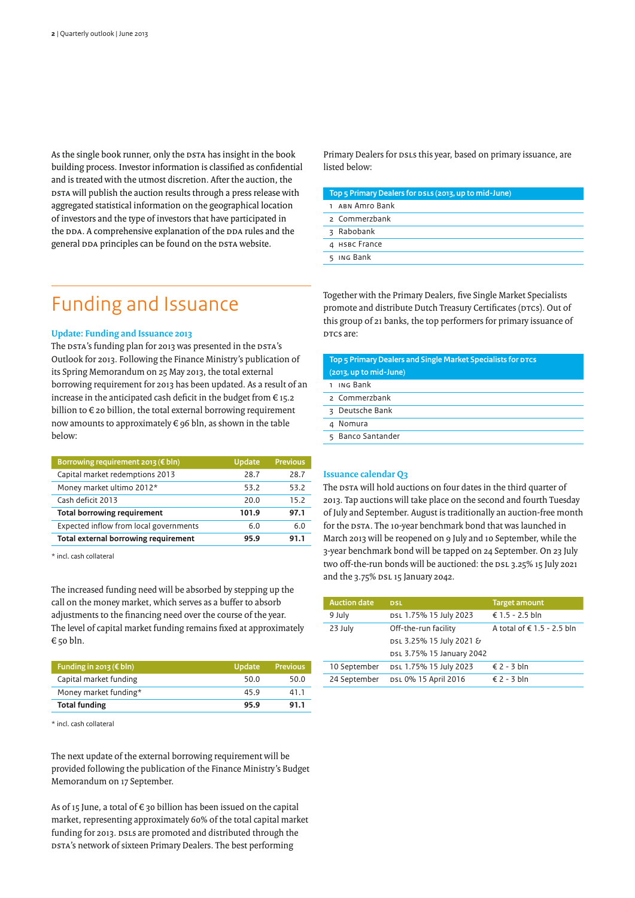As the single book runner, only the DSTA has insight in the book building process. Investor information is classified as confidential and is treated with the utmost discretion. After the auction, the DSTA will publish the auction results through a press release with aggregated statistical information on the geographical location of investors and the type of investors that have participated in the DDA. A comprehensive explanation of the DDA rules and the general DDA principles can be found on the DSTA website.

# Funding and Issuance

### Update: Funding and Issuance 2013

The DSTA's funding plan for 2013 was presented in the DSTA's Outlook for 2013. Following the Finance Ministry's publication of its Spring Memorandum on 25 May 2013, the total external borrowing requirement for 2013 has been updated. As a result of an increase in the anticipated cash deficit in the budget from € 15.2 billion to € 20 billion, the total external borrowing requirement now amounts to approximately € 96 bln, as shown in the table below:

| Borrowing requirement 2013 (€ bln) | Update | Previous |
|---|---|---|
| Capital market redemptions 2013 | 28.7 | 28.7 |
| Money market ultimo 2012* | 53.2 | 53.2 |
| Cash deficit 2013 | 20.0 | 15.2 |
| **Total borrowing requirement** | **101.9** | **97.1** |
| Expected inflow from local governments | 6.0 | 6.0 |
| **Total external borrowing requirement** | **95.9** | **91.1** |

\* incl. cash collateral

The increased funding need will be absorbed by stepping up the call on the money market, which serves as a buffer to absorb adjustments to the financing need over the course of the year. The level of capital market funding remains fixed at approximately € 50 bln.

| Funding in 2013 (€ bln) | Update | Previous |
|---|---|---|
| Capital market funding | 50.0 | 50.0 |
| Money market funding* | 45.9 | 41.1 |
| **Total funding** | **95.9** | **91.1** |

\* incl. cash collateral

The next update of the external borrowing requirement will be provided following the publication of the Finance Ministry's Budget Memorandum on 17 September.

As of 15 June, a total of € 30 billion has been issued on the capital market, representing approximately 60% of the total capital market funding for 2013. DSLs are promoted and distributed through the DSTA's network of sixteen Primary Dealers. The best performing Primary Dealers for DSLs this year, based on primary issuance, are listed below:

| Top 5 Primary Dealers for DSLs (2013, up to mid-June) |
|---|
| 1 ABN Amro Bank |
| 2 Commerzbank |
| 3 Rabobank |
| 4 HSBC France |
| 5 ING Bank |

Together with the Primary Dealers, five Single Market Specialists promote and distribute Dutch Treasury Certificates (DTCs). Out of this group of 21 banks, the top performers for primary issuance of DTCs are:

| Top 5 Primary Dealers and Single Market Specialists for DTCs (2013, up to mid-June) |
|---|
| 1 ING Bank |
| 2 Commerzbank |
| 3 Deutsche Bank |
| 4 Nomura |
| 5 Banco Santander |

### Issuance calendar Q3

The DSTA will hold auctions on four dates in the third quarter of 2013. Tap auctions will take place on the second and fourth Tuesday of July and September. August is traditionally an auction-free month for the DSTA. The 10-year benchmark bond that was launched in March 2013 will be reopened on 9 July and 10 September, while the 3-year benchmark bond will be tapped on 24 September. On 23 July two off-the-run bonds will be auctioned: the DSL 3.25% 15 July 2021 and the 3.75% DSL 15 January 2042.

| Auction date | DSL | Target amount |
|---|---|---|
| 9 July | DSL 1.75% 15 July 2023 | € 1.5 - 2.5 bln |
| 23 July | Off-the-run facility<br>DSL 3.25% 15 July 2021 &<br>DSL 3.75% 15 January 2042 | A total of € 1.5 - 2.5 bln |
| 10 September | DSL 1.75% 15 July 2023 | € 2 - 3 bln |
| 24 September | DSL 0% 15 April 2016 | € 2 - 3 bln |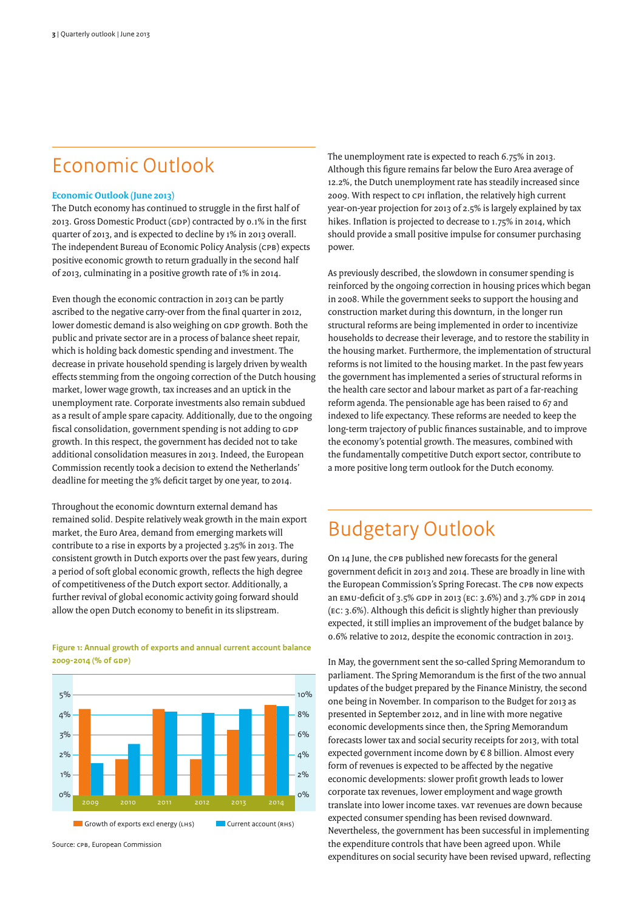# Economic Outlook

### Economic Outlook (June 2013)

The Dutch economy has continued to struggle in the first half of 2013. Gross Domestic Product (GDP) contracted by 0.1% in the first quarter of 2013, and is expected to decline by 1% in 2013 overall. The independent Bureau of Economic Policy Analysis (CPB) expects positive economic growth to return gradually in the second half of 2013, culminating in a positive growth rate of 1% in 2014.

Even though the economic contraction in 2013 can be partly ascribed to the negative carry-over from the final quarter in 2012, lower domestic demand is also weighing on GDP growth. Both the public and private sector are in a process of balance sheet repair, which is holding back domestic spending and investment. The decrease in private household spending is largely driven by wealth effects stemming from the ongoing correction of the Dutch housing market, lower wage growth, tax increases and an uptick in the unemployment rate. Corporate investments also remain subdued as a result of ample spare capacity. Additionally, due to the ongoing fiscal consolidation, government spending is not adding to GDP growth. In this respect, the government has decided not to take additional consolidation measures in 2013. Indeed, the European Commission recently took a decision to extend the Netherlands' deadline for meeting the 3% deficit target by one year, to 2014.

Throughout the economic downturn external demand has remained solid. Despite relatively weak growth in the main export market, the Euro Area, demand from emerging markets will contribute to a rise in exports by a projected 3.25% in 2013. The consistent growth in Dutch exports over the past few years, during a period of soft global economic growth, reflects the high degree of competitiveness of the Dutch export sector. Additionally, a further revival of global economic activity going forward should allow the open Dutch economy to benefit in its slipstream.

**Figure 1: Annual growth of exports and annual current account balance 2009-2014 (% of GDP)**

Source: CPB, European Commission

The unemployment rate is expected to reach 6.75% in 2013. Although this figure remains far below the Euro Area average of 12.2%, the Dutch unemployment rate has steadily increased since 2009. With respect to CPI inflation, the relatively high current year-on-year projection for 2013 of 2.5% is largely explained by tax hikes. Inflation is projected to decrease to 1.75% in 2014, which should provide a small positive impulse for consumer purchasing power.

As previously described, the slowdown in consumer spending is reinforced by the ongoing correction in housing prices which began in 2008. While the government seeks to support the housing and construction market during this downturn, in the longer run structural reforms are being implemented in order to incentivize households to decrease their leverage, and to restore the stability in the housing market. Furthermore, the implementation of structural reforms is not limited to the housing market. In the past few years the government has implemented a series of structural reforms in the health care sector and labour market as part of a far-reaching reform agenda. The pensionable age has been raised to 67 and indexed to life expectancy. These reforms are needed to keep the long-term trajectory of public finances sustainable, and to improve the economy's potential growth. The measures, combined with the fundamentally competitive Dutch export sector, contribute to a more positive long term outlook for the Dutch economy.

# Budgetary Outlook

On 14 June, the CPB published new forecasts for the general government deficit in 2013 and 2014. These are broadly in line with the European Commission's Spring Forecast. The CPB now expects an EMU-deficit of 3.5% GDP in 2013 (EC: 3.6%) and 3.7% GDP in 2014 (EC: 3.6%). Although this deficit is slightly higher than previously expected, it still implies an improvement of the budget balance by 0.6% relative to 2012, despite the economic contraction in 2013.

In May, the government sent the so-called Spring Memorandum to parliament. The Spring Memorandum is the first of the two annual updates of the budget prepared by the Finance Ministry, the second one being in November. In comparison to the Budget for 2013 as presented in September 2012, and in line with more negative economic developments since then, the Spring Memorandum forecasts lower tax and social security receipts for 2013, with total expected government income down by € 8 billion. Almost every form of revenues is expected to be affected by the negative economic developments: slower profit growth leads to lower corporate tax revenues, lower employment and wage growth translate into lower income taxes. VAT revenues are down because expected consumer spending has been revised downward. Nevertheless, the government has been successful in implementing the expenditure controls that have been agreed upon. While expenditures on social security have been revised upward, reflecting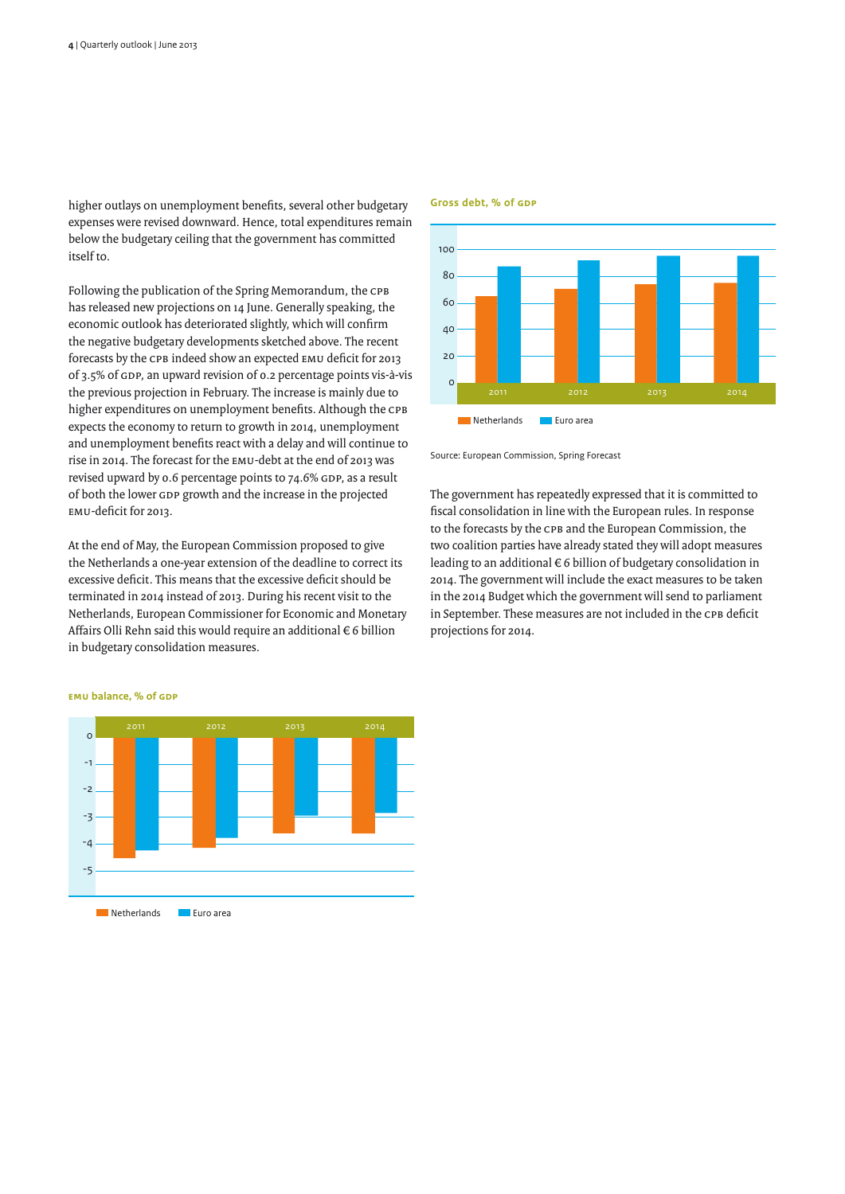higher outlays on unemployment benefits, several other budgetary expenses were revised downward. Hence, total expenditures remain below the budgetary ceiling that the government has committed itself to.

Following the publication of the Spring Memorandum, the CPB has released new projections on 14 June. Generally speaking, the economic outlook has deteriorated slightly, which will confirm the negative budgetary developments sketched above. The recent forecasts by the CPB indeed show an expected EMU deficit for 2013 of 3.5% of GDP, an upward revision of 0.2 percentage points vis-à-vis the previous projection in February. The increase is mainly due to higher expenditures on unemployment benefits. Although the CPB expects the economy to return to growth in 2014, unemployment and unemployment benefits react with a delay and will continue to rise in 2014. The forecast for the EMU-debt at the end of 2013 was revised upward by 0.6 percentage points to 74.6% GDP, as a result of both the lower GDP growth and the increase in the projected EMU-deficit for 2013.

At the end of May, the European Commission proposed to give the Netherlands a one-year extension of the deadline to correct its excessive deficit. This means that the excessive deficit should be terminated in 2014 instead of 2013. During his recent visit to the Netherlands, European Commissioner for Economic and Monetary Affairs Olli Rehn said this would require an additional € 6 billion in budgetary consolidation measures.

**EMU balance, % of GDP**

**Gross debt, % of GDP**

Source: European Commission, Spring Forecast

The government has repeatedly expressed that it is committed to fiscal consolidation in line with the European rules. In response to the forecasts by the CPB and the European Commission, the two coalition parties have already stated they will adopt measures leading to an additional € 6 billion of budgetary consolidation in 2014. The government will include the exact measures to be taken in the 2014 Budget which the government will send to parliament in September. These measures are not included in the CPB deficit projections for 2014.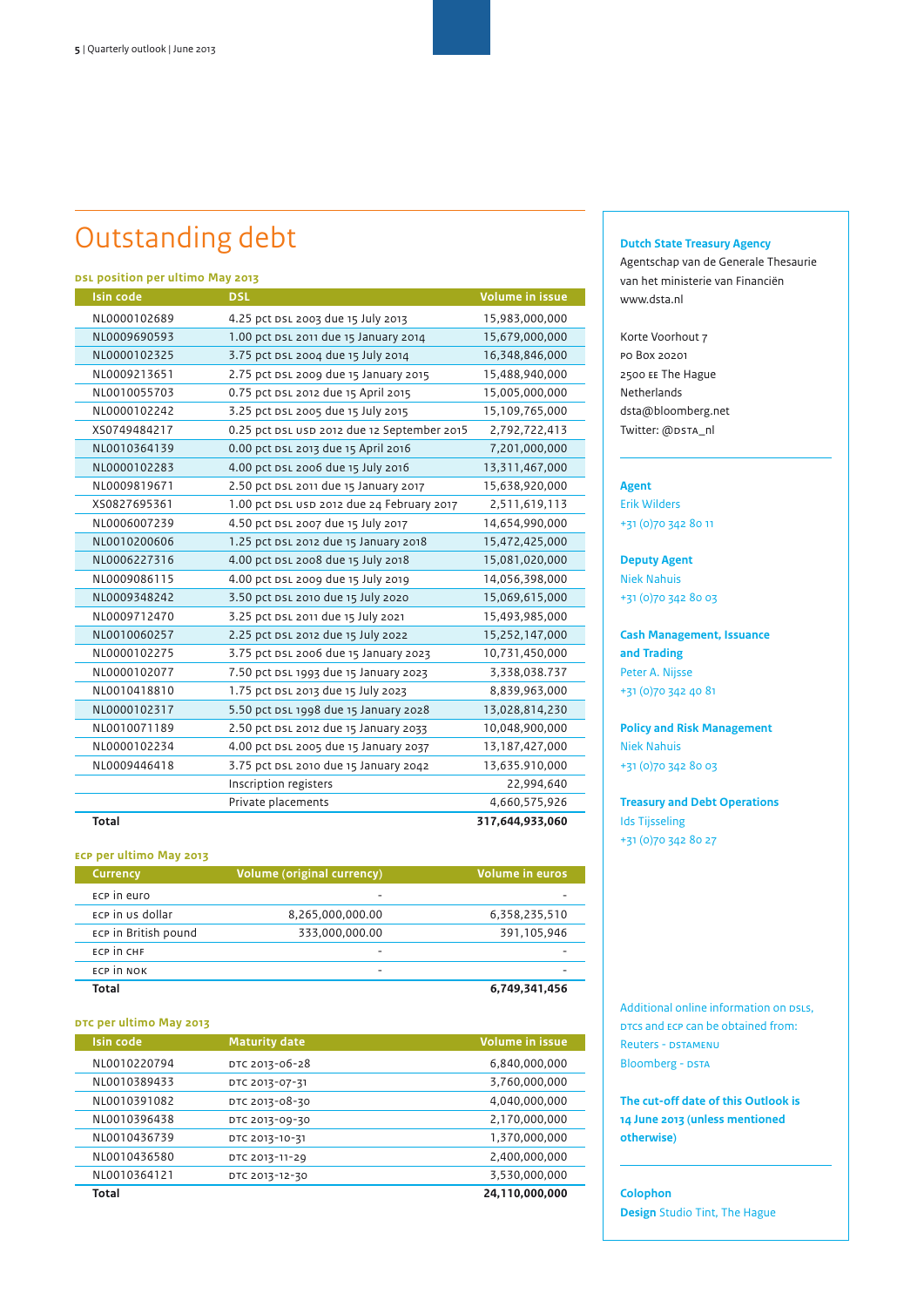# Outstanding debt

**DSL position per ultimo May 2013**

| Isin code | DSL | Volume in issue |
|---|---|---|
| NL0000102689 | 4.25 pct DSL 2003 due 15 July 2013 | 15,983,000,000 |
| NL0009690593 | 1.00 pct DSL 2011 due 15 January 2014 | 15,679,000,000 |
| NL0000102325 | 3.75 pct DSL 2004 due 15 July 2014 | 16,348,846,000 |
| NL0009213651 | 2.75 pct DSL 2009 due 15 January 2015 | 15,488,940,000 |
| NL0010055703 | 0.75 pct DSL 2012 due 15 April 2015 | 15,005,000,000 |
| NL0000102242 | 3.25 pct DSL 2005 due 15 July 2015 | 15,109,765,000 |
| XS0749484217 | 0.25 pct DSL USD 2012 due 12 September 2015 | 2,792,722,413 |
| NL0010364139 | 0.00 pct DSL 2013 due 15 April 2016 | 7,201,000,000 |
| NL0000102283 | 4.00 pct DSL 2006 due 15 July 2016 | 13,311,467,000 |
| NL0009819671 | 2.50 pct DSL 2011 due 15 January 2017 | 15,638,920,000 |
| XS0827695361 | 1.00 pct DSL USD 2012 due 24 February 2017 | 2,511,619,113 |
| NL0006007239 | 4.50 pct DSL 2007 due 15 July 2017 | 14,654,990,000 |
| NL0010200606 | 1.25 pct DSL 2012 due 15 January 2018 | 15,472,425,000 |
| NL0006227316 | 4.00 pct DSL 2008 due 15 July 2018 | 15,081,020,000 |
| NL0009086115 | 4.00 pct DSL 2009 due 15 July 2019 | 14,056,398,000 |
| NL0009348242 | 3.50 pct DSL 2010 due 15 July 2020 | 15,069,615,000 |
| NL0009712470 | 3.25 pct DSL 2011 due 15 July 2021 | 15,493,985,000 |
| NL0010060257 | 2.25 pct DSL 2012 due 15 July 2022 | 15,252,147,000 |
| NL0000102275 | 3.75 pct DSL 2006 due 15 January 2023 | 10,731,450,000 |
| NL0000102077 | 7.50 pct DSL 1993 due 15 January 2023 | 3,338,038.737 |
| NL0010418810 | 1.75 pct DSL 2013 due 15 July 2023 | 8,839,963,000 |
| NL0000102317 | 5.50 pct DSL 1998 due 15 January 2028 | 13,028,814,230 |
| NL0010071189 | 2.50 pct DSL 2012 due 15 January 2033 | 10,048,900,000 |
| NL0000102234 | 4.00 pct DSL 2005 due 15 January 2037 | 13,187,427,000 |
| NL0009446418 | 3.75 pct DSL 2010 due 15 January 2042 | 13,635.910,000 |
| | Inscription registers | 22,994,640 |
| | Private placements | 4,660,575,926 |
| **Total** | | **317,644,933,060** |

**ECP per ultimo May 2013**

| Currency | Volume (original currency) | Volume in euros |
|---|---|---|
| ECP in euro | - | - |
| ECP in US dollar | 8,265,000,000.00 | 6,358,235,510 |
| ECP in British pound | 333,000,000.00 | 391,105,946 |
| ECP in CHF | - | - |
| ECP in NOK | - | - |
| **Total** | | **6,749,341,456** |

**DTC per ultimo May 2013**

| Isin code | Maturity date | Volume in issue |
|---|---|---|
| NL0010220794 | DTC 2013-06-28 | 6,840,000,000 |
| NL0010389433 | DTC 2013-07-31 | 3,760,000,000 |
| NL0010391082 | DTC 2013-08-30 | 4,040,000,000 |
| NL0010396438 | DTC 2013-09-30 | 2,170,000,000 |
| NL0010436739 | DTC 2013-10-31 | 1,370,000,000 |
| NL0010436580 | DTC 2013-11-29 | 2,400,000,000 |
| NL0010364121 | DTC 2013-12-30 | 3,530,000,000 |
| **Total** | | **24,110,000,000** |

**Dutch State Treasury Agency**
Agentschap van de Generale Thesaurie
van het ministerie van Financiën
www.dsta.nl

Korte Voorhout 7
PO Box 20201
2500 EE The Hague
Netherlands
dsta@bloomberg.net
Twitter: @DSTA_nl

**Agent**
Erik Wilders
+31 (0)70 342 80 11

**Deputy Agent**
Niek Nahuis
+31 (0)70 342 80 03

**Cash Management, Issuance and Trading**
Peter A. Nijsse
+31 (0)70 342 40 81

**Policy and Risk Management**
Niek Nahuis
+31 (0)70 342 80 03

**Treasury and Debt Operations**
Ids Tijsseling
+31 (0)70 342 80 27

Additional online information on DSLs, DTCs and ECP can be obtained from:
Reuters - DSTAMENU
Bloomberg - DSTA

**The cut-off date of this Outlook is 14 June 2013 (unless mentioned otherwise)**

**Colophon**
**Design** Studio Tint, The Hague